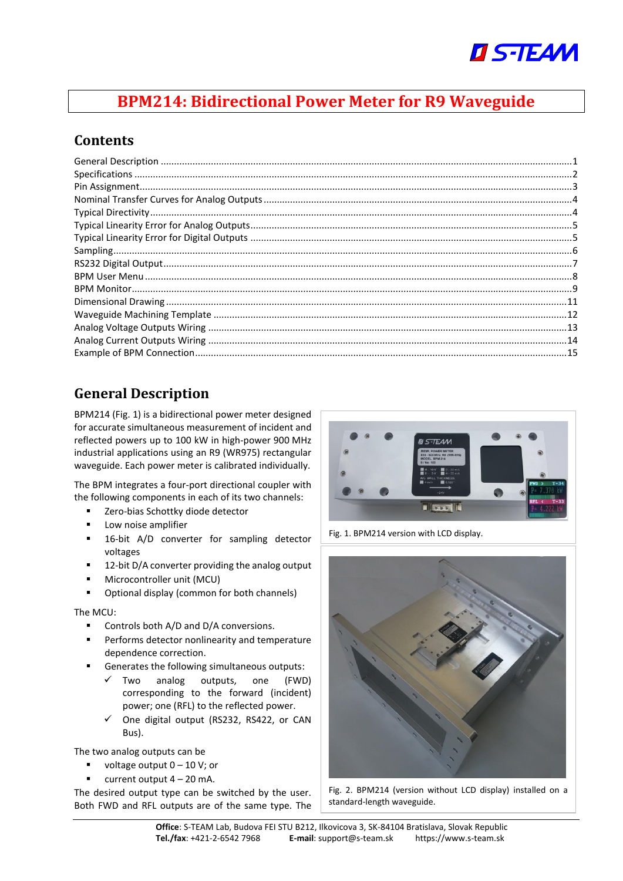# BPM214: Bidirectional Power Meter for R9 Waveguide

## Contents

General Description .....1
Specifications .....2
Pin Assignment .....3
Nominal Transfer Curves for Analog Outputs .....4
Typical Directivity .....4
Typical Linearity Error for Analog Outputs .....5
Typical Linearity Error for Digital Outputs .....5
Sampling .....6
RS232 Digital Output .....7
BPM User Menu .....8
BPM Monitor .....9
Dimensional Drawing .....11
Waveguide Machining Template .....12
Analog Voltage Outputs Wiring .....13
Analog Current Outputs Wiring .....14
Example of BPM Connection .....15

## General Description

BPM214 (Fig. 1) is a bidirectional power meter designed for accurate simultaneous measurement of incident and reflected powers up to 100 kW in high-power 900 MHz industrial applications using an R9 (WR975) rectangular waveguide. Each power meter is calibrated individually.

The BPM integrates a four-port directional coupler with the following components in each of its two channels:

- Zero-bias Schottky diode detector
- Low noise amplifier
- 16-bit A/D converter for sampling detector voltages
- 12-bit D/A converter providing the analog output
- Microcontroller unit (MCU)
- Optional display (common for both channels)

The MCU:

- Controls both A/D and D/A conversions.
- Performs detector nonlinearity and temperature dependence correction.
- Generates the following simultaneous outputs:
  - ✓ Two analog outputs, one (FWD) corresponding to the forward (incident) power; one (RFL) to the reflected power.
  - ✓ One digital output (RS232, RS422, or CAN Bus).

The two analog outputs can be

- voltage output 0 – 10 V; or
- current output 4 – 20 mA.

The desired output type can be switched by the user. Both FWD and RFL outputs are of the same type. The

Fig. 1. BPM214 version with LCD display.

Fig. 2. BPM214 (version without LCD display) installed on a standard-length waveguide.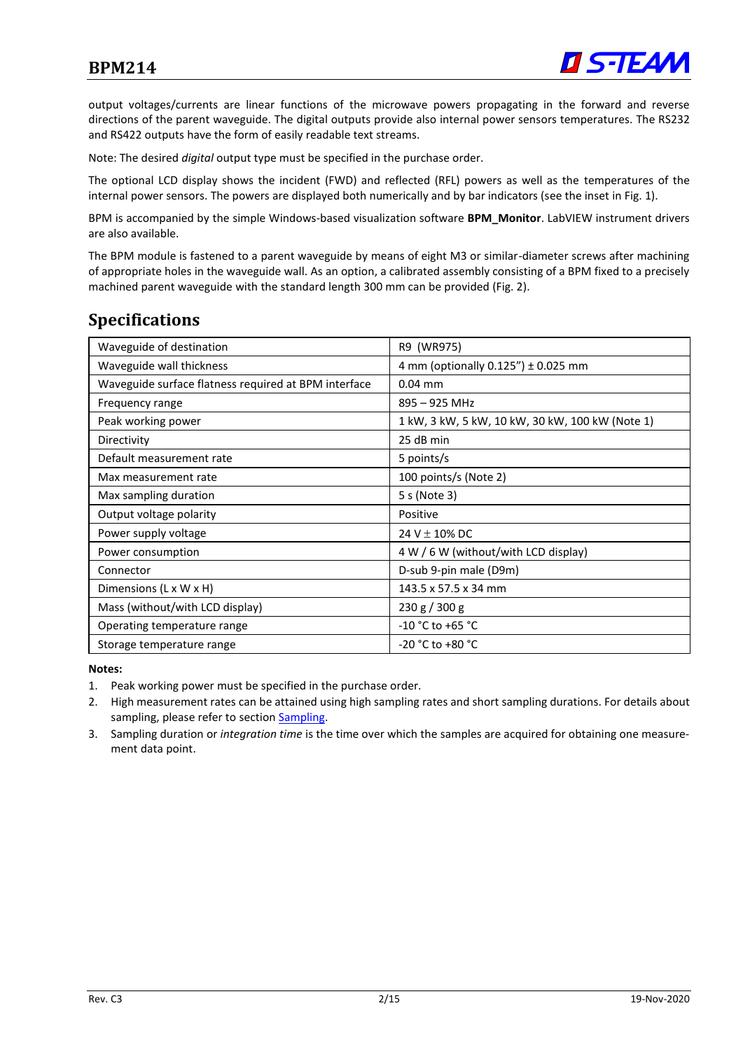output voltages/currents are linear functions of the microwave powers propagating in the forward and reverse directions of the parent waveguide. The digital outputs provide also internal power sensors temperatures. The RS232 and RS422 outputs have the form of easily readable text streams.

Note: The desired *digital* output type must be specified in the purchase order.

The optional LCD display shows the incident (FWD) and reflected (RFL) powers as well as the temperatures of the internal power sensors. The powers are displayed both numerically and by bar indicators (see the inset in Fig. 1).

BPM is accompanied by the simple Windows-based visualization software **BPM_Monitor**. LabVIEW instrument drivers are also available.

The BPM module is fastened to a parent waveguide by means of eight M3 or similar-diameter screws after machining of appropriate holes in the waveguide wall. As an option, a calibrated assembly consisting of a BPM fixed to a precisely machined parent waveguide with the standard length 300 mm can be provided (Fig. 2).

## Specifications

| | |
|---|---|
| Waveguide of destination | R9 (WR975) |
| Waveguide wall thickness | 4 mm (optionally 0.125") ± 0.025 mm |
| Waveguide surface flatness required at BPM interface | 0.04 mm |
| Frequency range | 895 – 925 MHz |
| Peak working power | 1 kW, 3 kW, 5 kW, 10 kW, 30 kW, 100 kW (Note 1) |
| Directivity | 25 dB min |
| Default measurement rate | 5 points/s |
| Max measurement rate | 100 points/s (Note 2) |
| Max sampling duration | 5 s (Note 3) |
| Output voltage polarity | Positive |
| Power supply voltage | 24 V ± 10% DC |
| Power consumption | 4 W / 6 W (without/with LCD display) |
| Connector | D-sub 9-pin male (D9m) |
| Dimensions (L x W x H) | 143.5 x 57.5 x 34 mm |
| Mass (without/with LCD display) | 230 g / 300 g |
| Operating temperature range | -10 °C to +65 °C |
| Storage temperature range | -20 °C to +80 °C |

**Notes:**

1. Peak working power must be specified in the purchase order.
2. High measurement rates can be attained using high sampling rates and short sampling durations. For details about sampling, please refer to section Sampling.
3. Sampling duration or *integration time* is the time over which the samples are acquired for obtaining one measurement data point.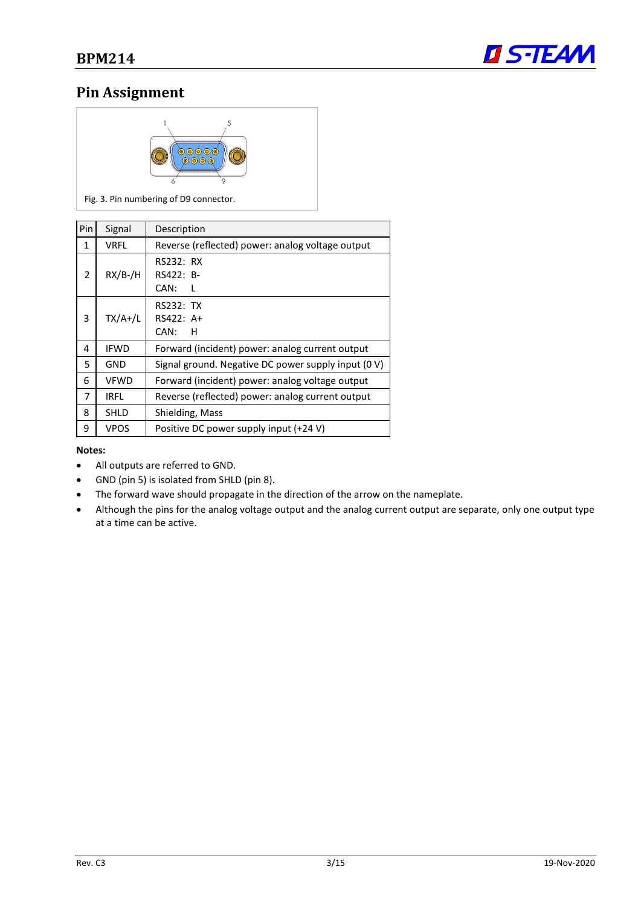## Pin Assignment

Fig. 3. Pin numbering of D9 connector.

| Pin | Signal | Description |
|---|---|---|
| 1 | VRFL | Reverse (reflected) power: analog voltage output |
| 2 | RX/B-/H | RS232: RX<br>RS422: B-<br>CAN: L |
| 3 | TX/A+/L | RS232: TX<br>RS422: A+<br>CAN: H |
| 4 | IFWD | Forward (incident) power: analog current output |
| 5 | GND | Signal ground. Negative DC power supply input (0 V) |
| 6 | VFWD | Forward (incident) power: analog voltage output |
| 7 | IRFL | Reverse (reflected) power: analog current output |
| 8 | SHLD | Shielding, Mass |
| 9 | VPOS | Positive DC power supply input (+24 V) |

**Notes:**

- All outputs are referred to GND.
- GND (pin 5) is isolated from SHLD (pin 8).
- The forward wave should propagate in the direction of the arrow on the nameplate.
- Although the pins for the analog voltage output and the analog current output are separate, only one output type at a time can be active.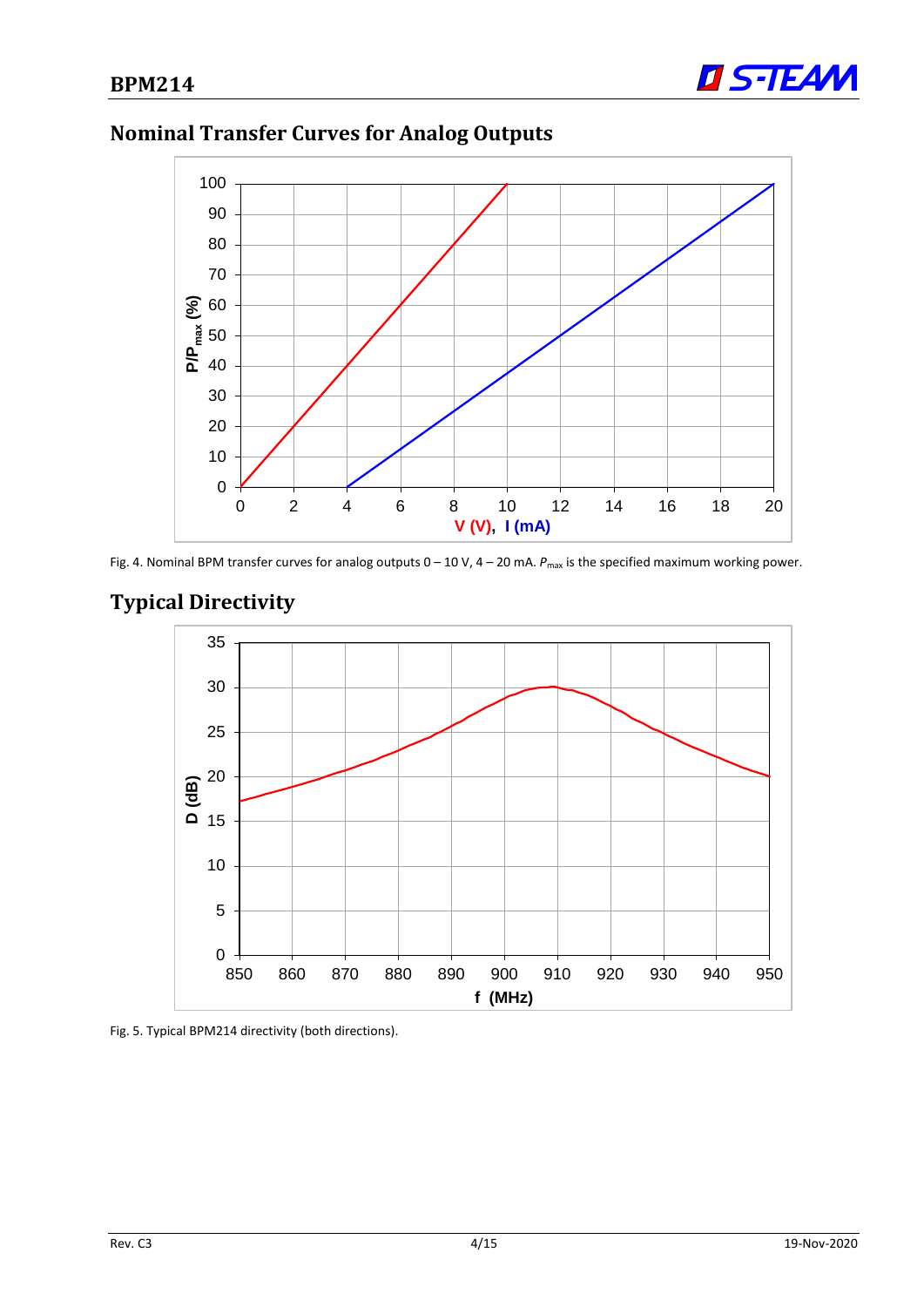## Nominal Transfer Curves for Analog Outputs

Fig. 4. Nominal BPM transfer curves for analog outputs 0 – 10 V, 4 – 20 mA. $P_{max}$ is the specified maximum working power.

## Typical Directivity

Fig. 5. Typical BPM214 directivity (both directions).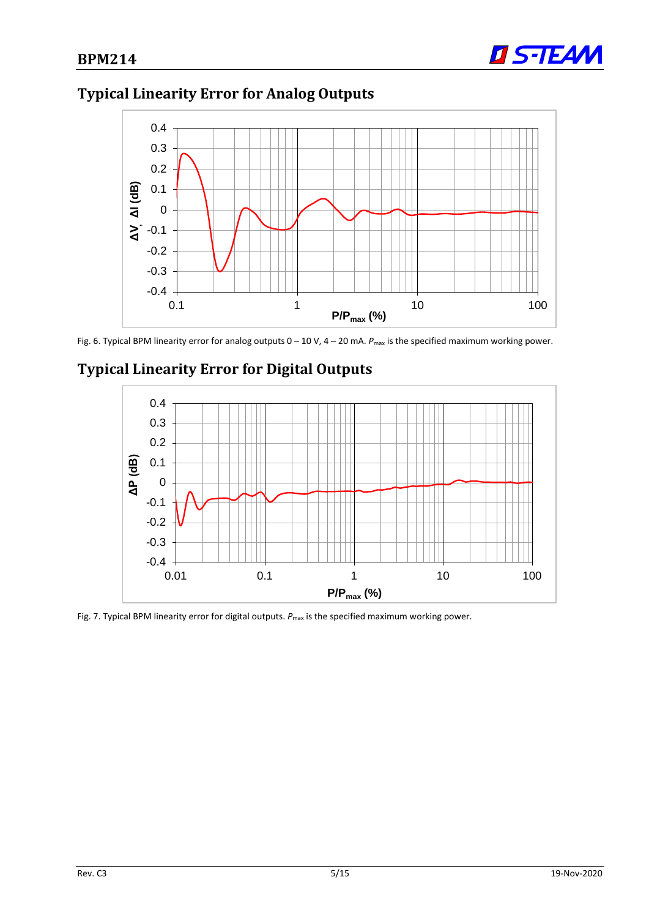## Typical Linearity Error for Analog Outputs

Fig. 6. Typical BPM linearity error for analog outputs 0 – 10 V, 4 – 20 mA. $P_{max}$ is the specified maximum working power.

## Typical Linearity Error for Digital Outputs

Fig. 7. Typical BPM linearity error for digital outputs. $P_{max}$ is the specified maximum working power.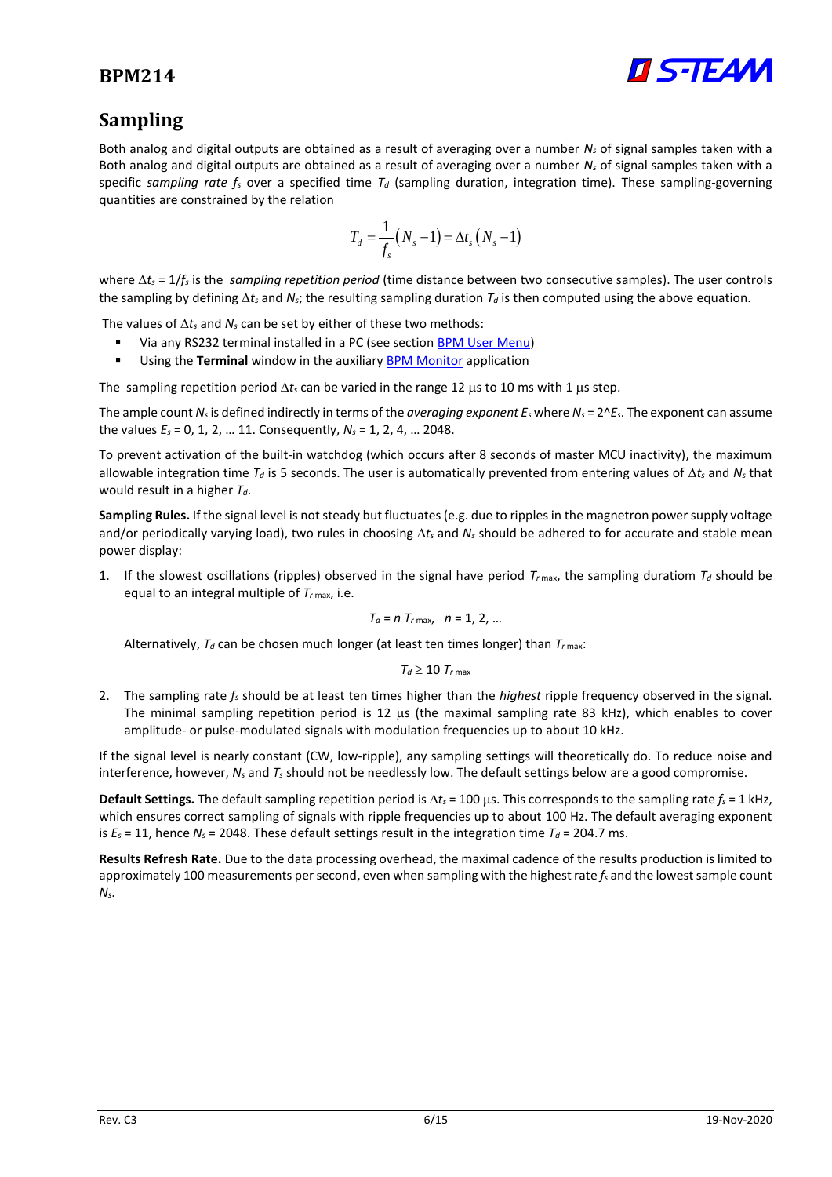## Sampling

Both analog and digital outputs are obtained as a result of averaging over a number $N_s$ of signal samples taken with a Both analog and digital outputs are obtained as a result of averaging over a number $N_s$ of signal samples taken with a specific *sampling rate* $f_s$ over a specified time $T_d$ (sampling duration, integration time). These sampling-governing quantities are constrained by the relation

$$T_d = \frac{1}{f_s}(N_s - 1) = \Delta t_s (N_s - 1)$$

where $\Delta t_s = 1/f_s$ is the *sampling repetition period* (time distance between two consecutive samples). The user controls the sampling by defining $\Delta t_s$ and $N_s$; the resulting sampling duration $T_d$ is then computed using the above equation.

The values of $\Delta t_s$ and $N_s$ can be set by either of these two methods:

- Via any RS232 terminal installed in a PC (see section BPM User Menu)
- Using the **Terminal** window in the auxiliary BPM Monitor application

The sampling repetition period $\Delta t_s$ can be varied in the range 12 μs to 10 ms with 1 μs step.

The ample count $N_s$ is defined indirectly in terms of the *averaging exponent* $E_s$ where $N_s = 2\text{^}E_s$. The exponent can assume the values $E_s = 0, 1, 2, \ldots 11$. Consequently, $N_s = 1, 2, 4, \ldots 2048$.

To prevent activation of the built-in watchdog (which occurs after 8 seconds of master MCU inactivity), the maximum allowable integration time $T_d$ is 5 seconds. The user is automatically prevented from entering values of $\Delta t_s$ and $N_s$ that would result in a higher $T_d$.

**Sampling Rules.** If the signal level is not steady but fluctuates (e.g. due to ripples in the magnetron power supply voltage and/or periodically varying load), two rules in choosing $\Delta t_s$ and $N_s$ should be adhered to for accurate and stable mean power display:

1. If the slowest oscillations (ripples) observed in the signal have period $T_{r\,\max}$, the sampling duratiom $T_d$ should be equal to an integral multiple of $T_{r\,\max}$, i.e.

   $$T_d = n\, T_{r\,\max}, \quad n = 1, 2, \ldots$$

   Alternatively, $T_d$ can be chosen much longer (at least ten times longer) than $T_{r\,\max}$:

   $$T_d \geq 10\, T_{r\,\max}$$

2. The sampling rate $f_s$ should be at least ten times higher than the *highest* ripple frequency observed in the signal. The minimal sampling repetition period is 12 μs (the maximal sampling rate 83 kHz), which enables to cover amplitude- or pulse-modulated signals with modulation frequencies up to about 10 kHz.

If the signal level is nearly constant (CW, low-ripple), any sampling settings will theoretically do. To reduce noise and interference, however, $N_s$ and $T_s$ should not be needlessly low. The default settings below are a good compromise.

**Default Settings.** The default sampling repetition period is $\Delta t_s = 100$ μs. This corresponds to the sampling rate $f_s = 1$ kHz, which ensures correct sampling of signals with ripple frequencies up to about 100 Hz. The default averaging exponent is $E_s = 11$, hence $N_s = 2048$. These default settings result in the integration time $T_d = 204.7$ ms.

**Results Refresh Rate.** Due to the data processing overhead, the maximal cadence of the results production is limited to approximately 100 measurements per second, even when sampling with the highest rate $f_s$ and the lowest sample count $N_s$.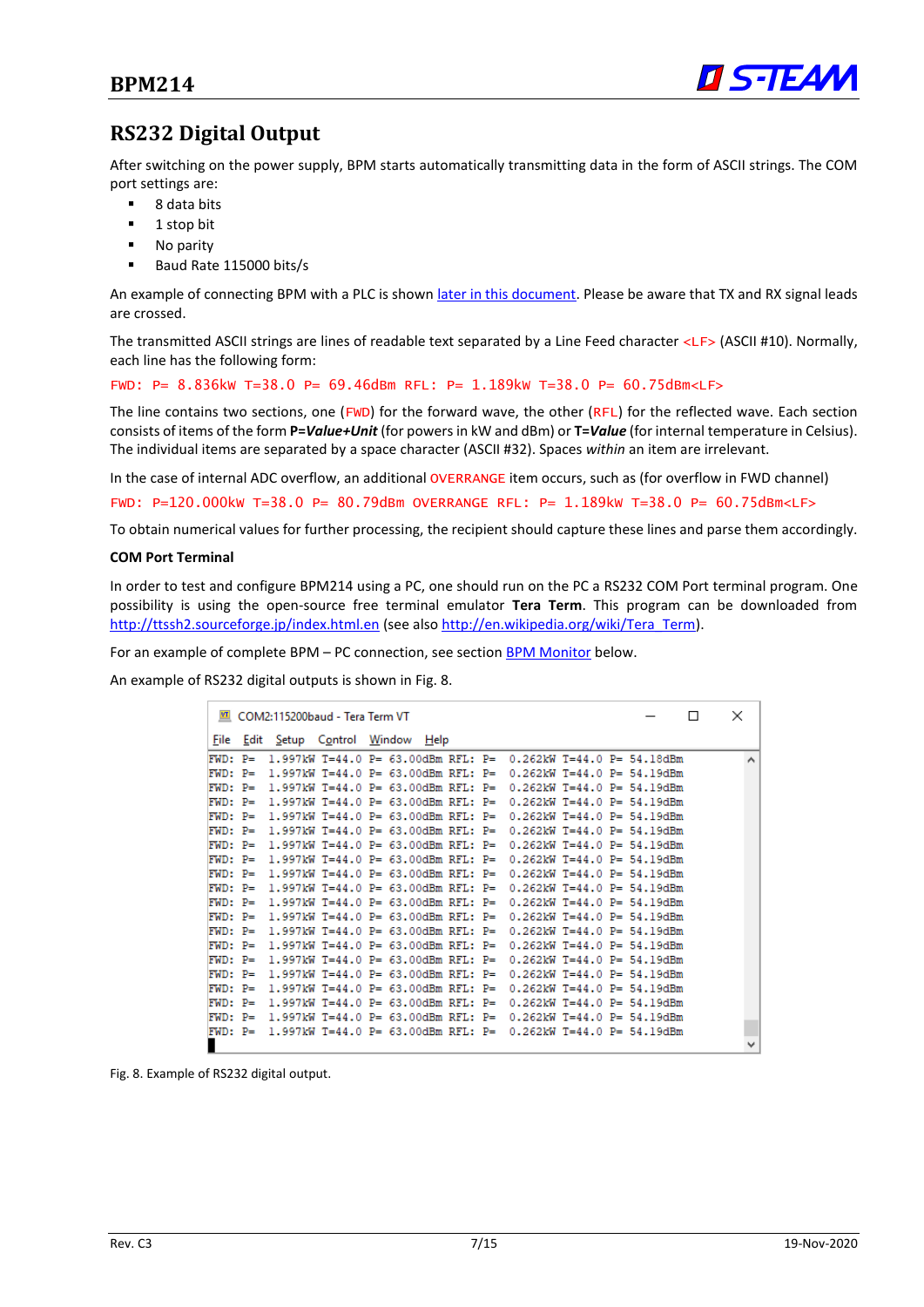# RS232 Digital Output

After switching on the power supply, BPM starts automatically transmitting data in the form of ASCII strings. The COM port settings are:

- 8 data bits
- 1 stop bit
- No parity
- Baud Rate 115000 bits/s

An example of connecting BPM with a PLC is shown later in this document. Please be aware that TX and RX signal leads are crossed.

The transmitted ASCII strings are lines of readable text separated by a Line Feed character `<LF>` (ASCII #10). Normally, each line has the following form:

```
FWD: P= 8.836kW T=38.0 P= 69.46dBm RFL: P= 1.189kW T=38.0 P= 60.75dBm<LF>
```

The line contains two sections, one (`FWD`) for the forward wave, the other (`RFL`) for the reflected wave. Each section consists of items of the form **P=*Value+Unit*** (for powers in kW and dBm) or **T=*Value*** (for internal temperature in Celsius). The individual items are separated by a space character (ASCII #32). Spaces *within* an item are irrelevant.

In the case of internal ADC overflow, an additional `OVERRANGE` item occurs, such as (for overflow in FWD channel)

```
FWD: P=120.000kW T=38.0 P= 80.79dBm OVERRANGE RFL: P= 1.189kW T=38.0 P= 60.75dBm<LF>
```

To obtain numerical values for further processing, the recipient should capture these lines and parse them accordingly.

**COM Port Terminal**

In order to test and configure BPM214 using a PC, one should run on the PC a RS232 COM Port terminal program. One possibility is using the open-source free terminal emulator **Tera Term**. This program can be downloaded from http://ttssh2.sourceforge.jp/index.html.en (see also http://en.wikipedia.org/wiki/Tera_Term).

For an example of complete BPM – PC connection, see section BPM Monitor below.

An example of RS232 digital outputs is shown in Fig. 8.

```
COM2:115200baud - Tera Term VT
File  Edit  Setup  Control  Window  Help

FWD: P=  1.997kW T=44.0 P= 63.00dBm RFL: P=  0.262kW T=44.0 P= 54.18dBm
FWD: P=  1.997kW T=44.0 P= 63.00dBm RFL: P=  0.262kW T=44.0 P= 54.19dBm
FWD: P=  1.997kW T=44.0 P= 63.00dBm RFL: P=  0.262kW T=44.0 P= 54.19dBm
FWD: P=  1.997kW T=44.0 P= 63.00dBm RFL: P=  0.262kW T=44.0 P= 54.19dBm
FWD: P=  1.997kW T=44.0 P= 63.00dBm RFL: P=  0.262kW T=44.0 P= 54.19dBm
FWD: P=  1.997kW T=44.0 P= 63.00dBm RFL: P=  0.262kW T=44.0 P= 54.19dBm
FWD: P=  1.997kW T=44.0 P= 63.00dBm RFL: P=  0.262kW T=44.0 P= 54.19dBm
FWD: P=  1.997kW T=44.0 P= 63.00dBm RFL: P=  0.262kW T=44.0 P= 54.19dBm
FWD: P=  1.997kW T=44.0 P= 63.00dBm RFL: P=  0.262kW T=44.0 P= 54.19dBm
FWD: P=  1.997kW T=44.0 P= 63.00dBm RFL: P=  0.262kW T=44.0 P= 54.19dBm
FWD: P=  1.997kW T=44.0 P= 63.00dBm RFL: P=  0.262kW T=44.0 P= 54.19dBm
FWD: P=  1.997kW T=44.0 P= 63.00dBm RFL: P=  0.262kW T=44.0 P= 54.19dBm
FWD: P=  1.997kW T=44.0 P= 63.00dBm RFL: P=  0.262kW T=44.0 P= 54.19dBm
FWD: P=  1.997kW T=44.0 P= 63.00dBm RFL: P=  0.262kW T=44.0 P= 54.19dBm
FWD: P=  1.997kW T=44.0 P= 63.00dBm RFL: P=  0.262kW T=44.0 P= 54.19dBm
FWD: P=  1.997kW T=44.0 P= 63.00dBm RFL: P=  0.262kW T=44.0 P= 54.19dBm
FWD: P=  1.997kW T=44.0 P= 63.00dBm RFL: P=  0.262kW T=44.0 P= 54.19dBm
FWD: P=  1.997kW T=44.0 P= 63.00dBm RFL: P=  0.262kW T=44.0 P= 54.19dBm
FWD: P=  1.997kW T=44.0 P= 63.00dBm RFL: P=  0.262kW T=44.0 P= 54.19dBm
FWD: P=  1.997kW T=44.0 P= 63.00dBm RFL: P=  0.262kW T=44.0 P= 54.19dBm
```

Fig. 8. Example of RS232 digital output.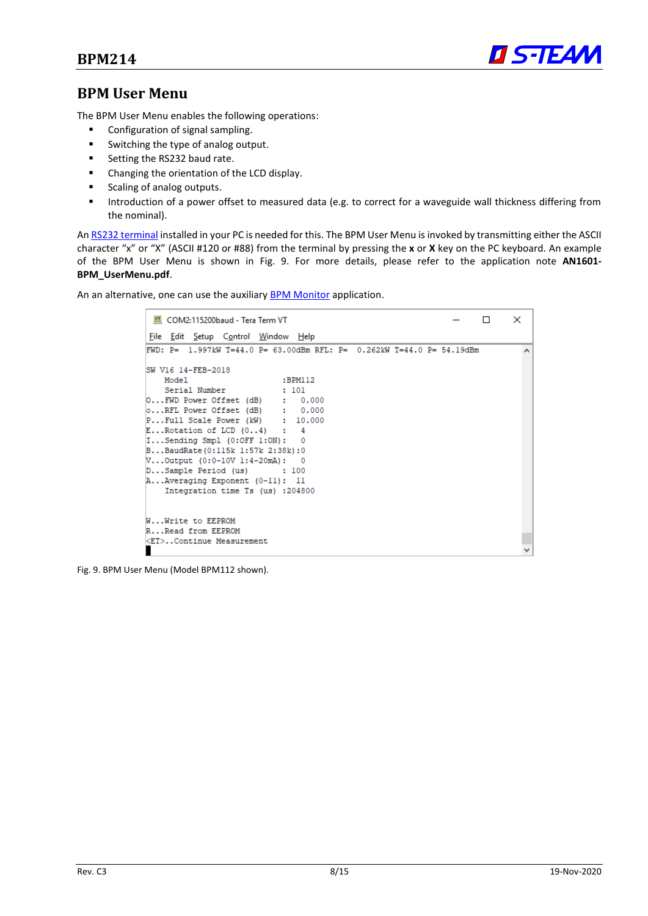# BPM User Menu

The BPM User Menu enables the following operations:

- Configuration of signal sampling.
- Switching the type of analog output.
- Setting the RS232 baud rate.
- Changing the orientation of the LCD display.
- Scaling of analog outputs.
- Introduction of a power offset to measured data (e.g. to correct for a waveguide wall thickness differing from the nominal).

An RS232 terminal installed in your PC is needed for this. The BPM User Menu is invoked by transmitting either the ASCII character “x” or “X” (ASCII #120 or #88) from the terminal by pressing the **x** or **X** key on the PC keyboard. An example of the BPM User Menu is shown in Fig. 9. For more details, please refer to the application note **AN1601-BPM_UserMenu.pdf**.

An an alternative, one can use the auxiliary BPM Monitor application.

```
COM2:115200baud - Tera Term VT
File  Edit  Setup  Control  Window  Help
FWD: P=  1.997kW T=44.0 P= 63.00dBm RFL: P=  0.262kW T=44.0 P= 54.19dBm

SW V16 14-FEB-2018
    Model                      :BPM112
    Serial Number              : 101
O...FWD Power Offset (dB)      :   0.000
o...RFL Power Offset (dB)      :   0.000
P...Full Scale Power (kW)      :  10.000
E...Rotation of LCD (0..4)     :   4
I...Sending Smpl (0:OFF 1:ON):   0
B...BaudRate(0:115k 1:57k 2:38k):0
V...Output (0:0-10V 1:4-20mA):   0
D...Sample Period (us)         : 100
A...Averaging Exponent (0-11):  11
    Integration time Ts (us)   :204800


W...Write to EEPROM
R...Read from EEPROM
<ET>..Continue Measurement
```

Fig. 9. BPM User Menu (Model BPM112 shown).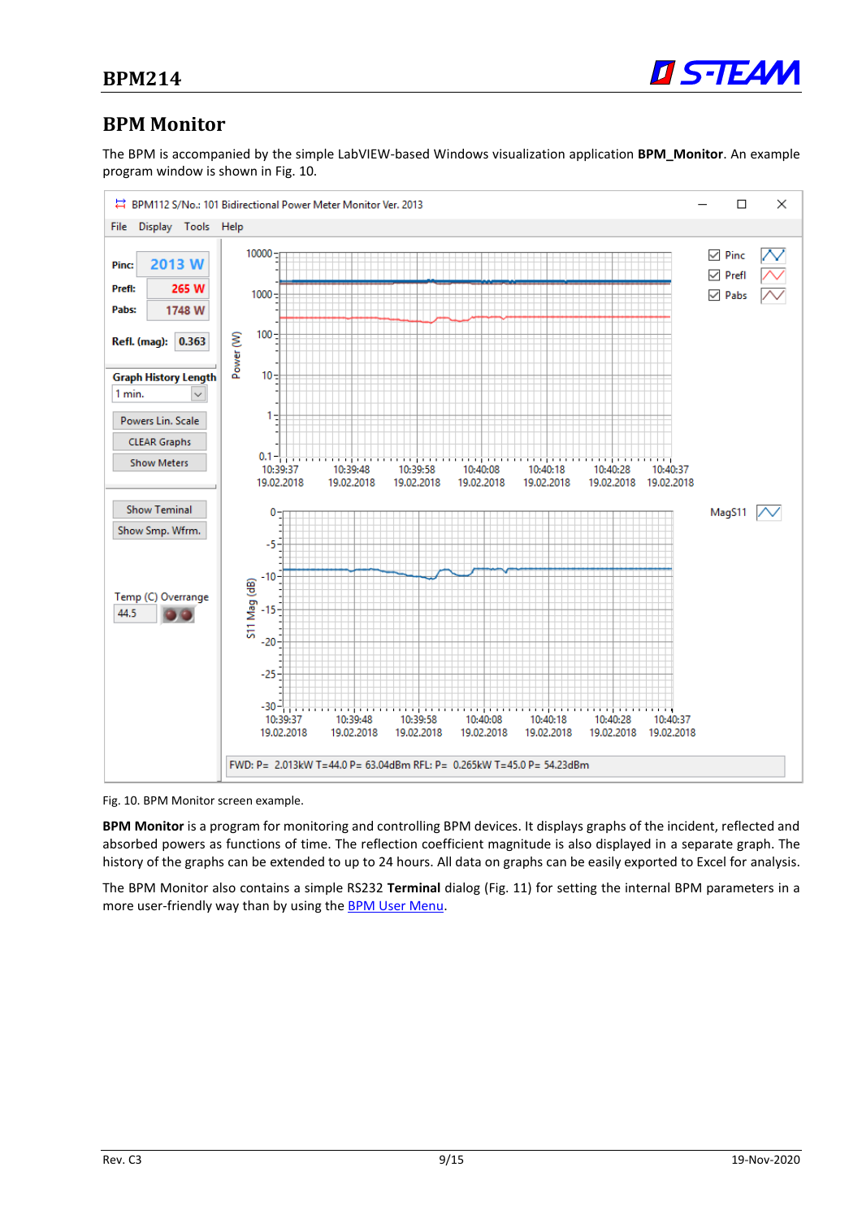## BPM Monitor

The BPM is accompanied by the simple LabVIEW-based Windows visualization application **BPM_Monitor**. An example program window is shown in Fig. 10.

Fig. 10. BPM Monitor screen example.

**BPM Monitor** is a program for monitoring and controlling BPM devices. It displays graphs of the incident, reflected and absorbed powers as functions of time. The reflection coefficient magnitude is also displayed in a separate graph. The history of the graphs can be extended to up to 24 hours. All data on graphs can be easily exported to Excel for analysis.

The BPM Monitor also contains a simple RS232 **Terminal** dialog (Fig. 11) for setting the internal BPM parameters in a more user-friendly way than by using the BPM User Menu.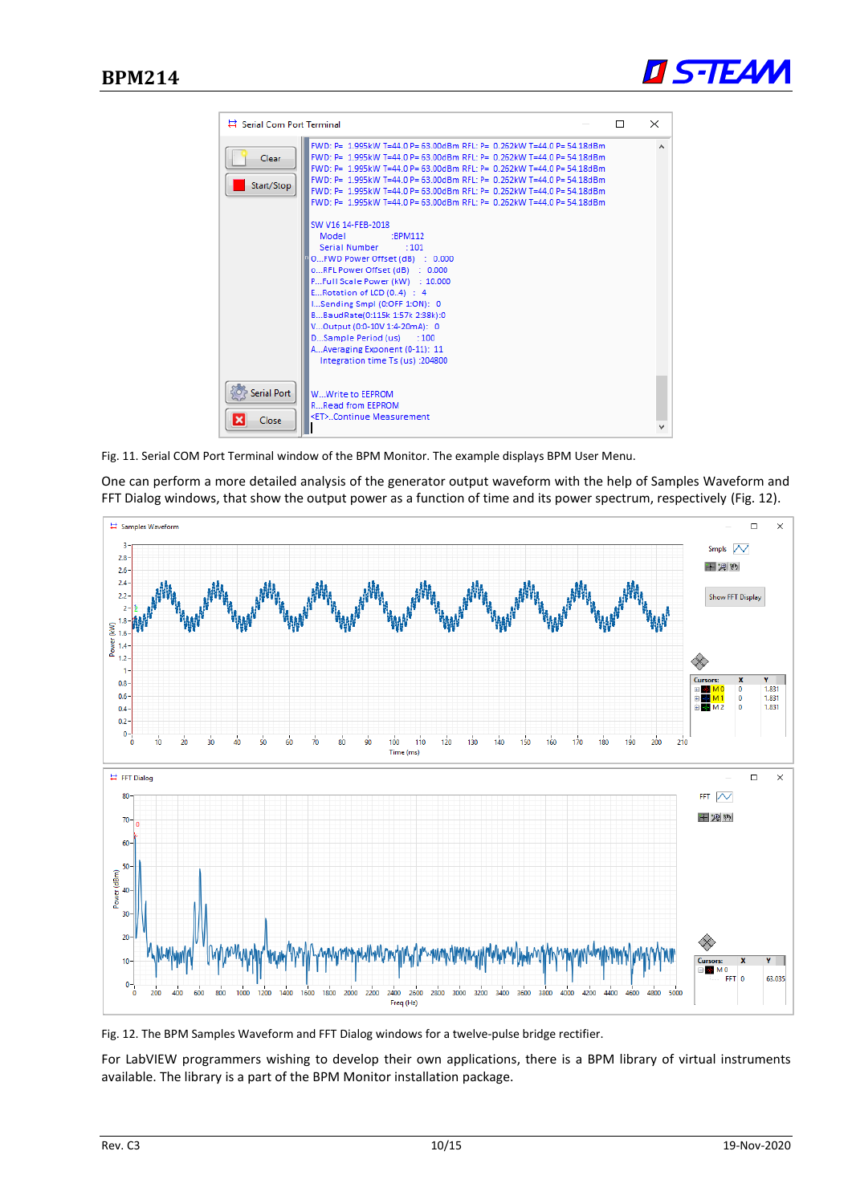Fig. 11. Serial COM Port Terminal window of the BPM Monitor. The example displays BPM User Menu.

One can perform a more detailed analysis of the generator output waveform with the help of Samples Waveform and FFT Dialog windows, that show the output power as a function of time and its power spectrum, respectively (Fig. 12).

Fig. 12. The BPM Samples Waveform and FFT Dialog windows for a twelve-pulse bridge rectifier.

For LabVIEW programmers wishing to develop their own applications, there is a BPM library of virtual instruments available. The library is a part of the BPM Monitor installation package.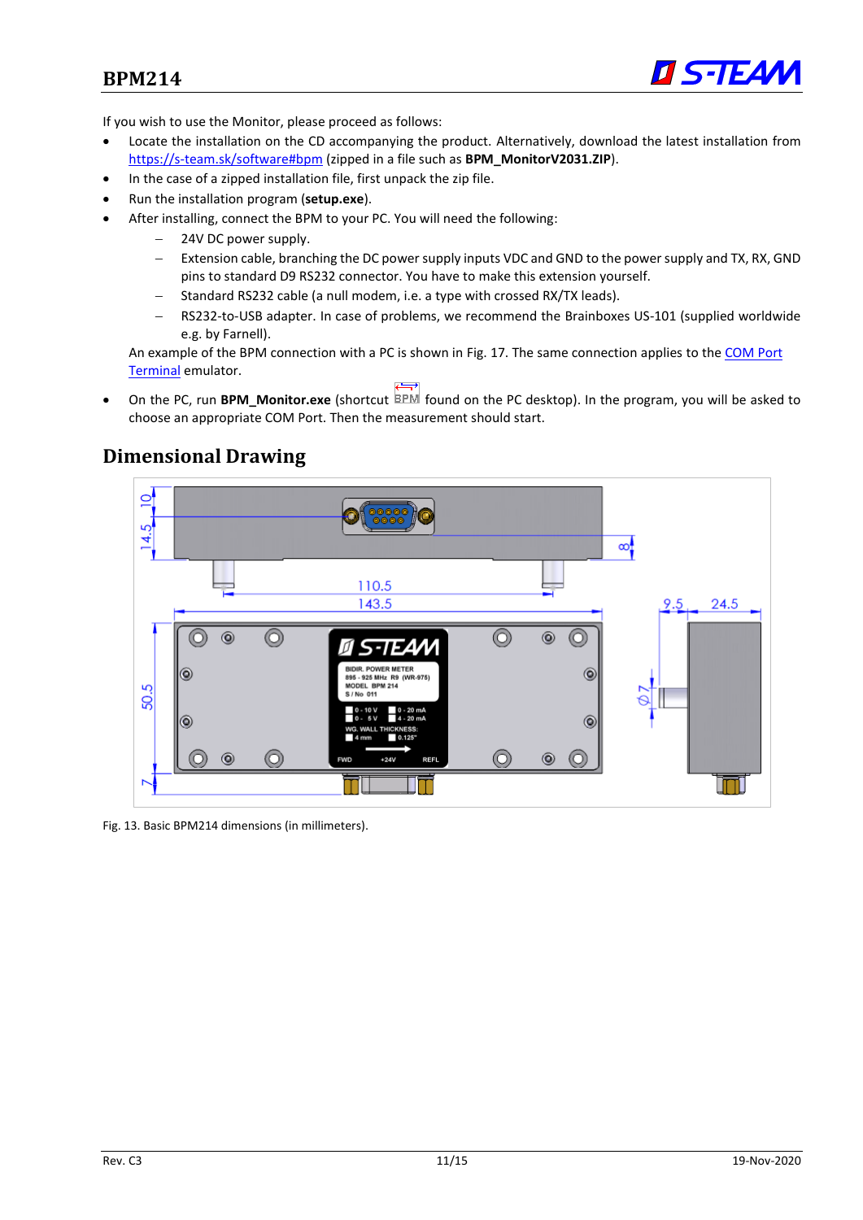If you wish to use the Monitor, please proceed as follows:

- Locate the installation on the CD accompanying the product. Alternatively, download the latest installation from https://s-team.sk/software#bpm (zipped in a file such as **BPM_MonitorV2031.ZIP**).
- In the case of a zipped installation file, first unpack the zip file.
- Run the installation program (**setup.exe**).
- After installing, connect the BPM to your PC. You will need the following:
  - 24V DC power supply.
  - Extension cable, branching the DC power supply inputs VDC and GND to the power supply and TX, RX, GND pins to standard D9 RS232 connector. You have to make this extension yourself.
  - Standard RS232 cable (a null modem, i.e. a type with crossed RX/TX leads).
  - RS232-to-USB adapter. In case of problems, we recommend the Brainboxes US-101 (supplied worldwide e.g. by Farnell).

  An example of the BPM connection with a PC is shown in Fig. 17. The same connection applies to the COM Port Terminal emulator.
- On the PC, run **BPM_Monitor.exe** (shortcut BPM found on the PC desktop). In the program, you will be asked to choose an appropriate COM Port. Then the measurement should start.

## Dimensional Drawing

Fig. 13. Basic BPM214 dimensions (in millimeters).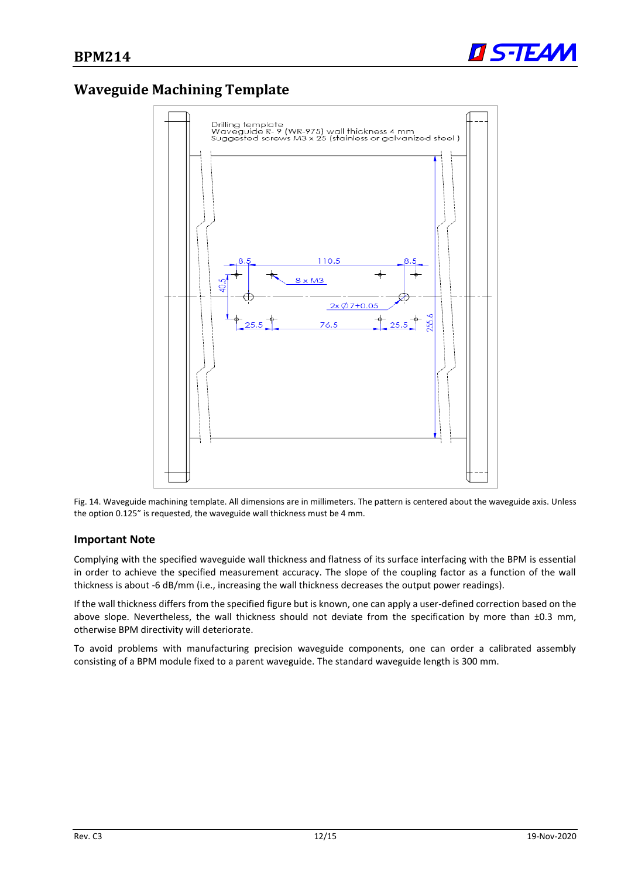## Waveguide Machining Template

Fig. 14. Waveguide machining template. All dimensions are in millimeters. The pattern is centered about the waveguide axis. Unless the option 0.125" is requested, the waveguide wall thickness must be 4 mm.

### Important Note

Complying with the specified waveguide wall thickness and flatness of its surface interfacing with the BPM is essential in order to achieve the specified measurement accuracy. The slope of the coupling factor as a function of the wall thickness is about -6 dB/mm (i.e., increasing the wall thickness decreases the output power readings).

If the wall thickness differs from the specified figure but is known, one can apply a user-defined correction based on the above slope. Nevertheless, the wall thickness should not deviate from the specification by more than ±0.3 mm, otherwise BPM directivity will deteriorate.

To avoid problems with manufacturing precision waveguide components, one can order a calibrated assembly consisting of a BPM module fixed to a parent waveguide. The standard waveguide length is 300 mm.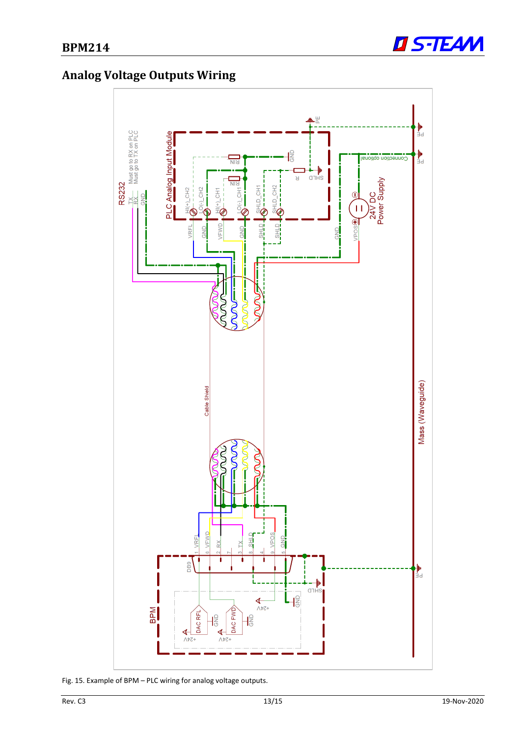## Analog Voltage Outputs Wiring

Fig. 15. Example of BPM – PLC wiring for analog voltage outputs.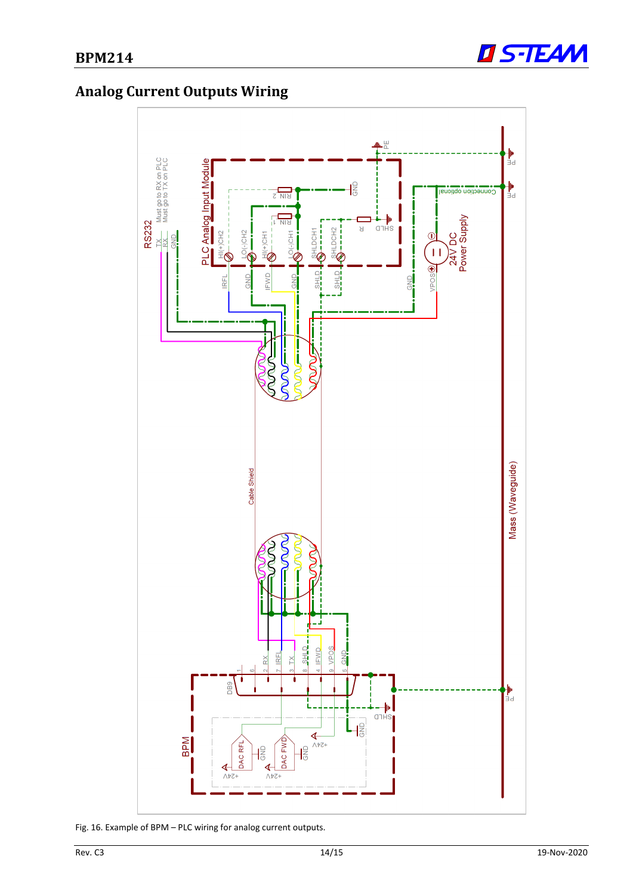## Analog Current Outputs Wiring

Fig. 16. Example of BPM – PLC wiring for analog current outputs.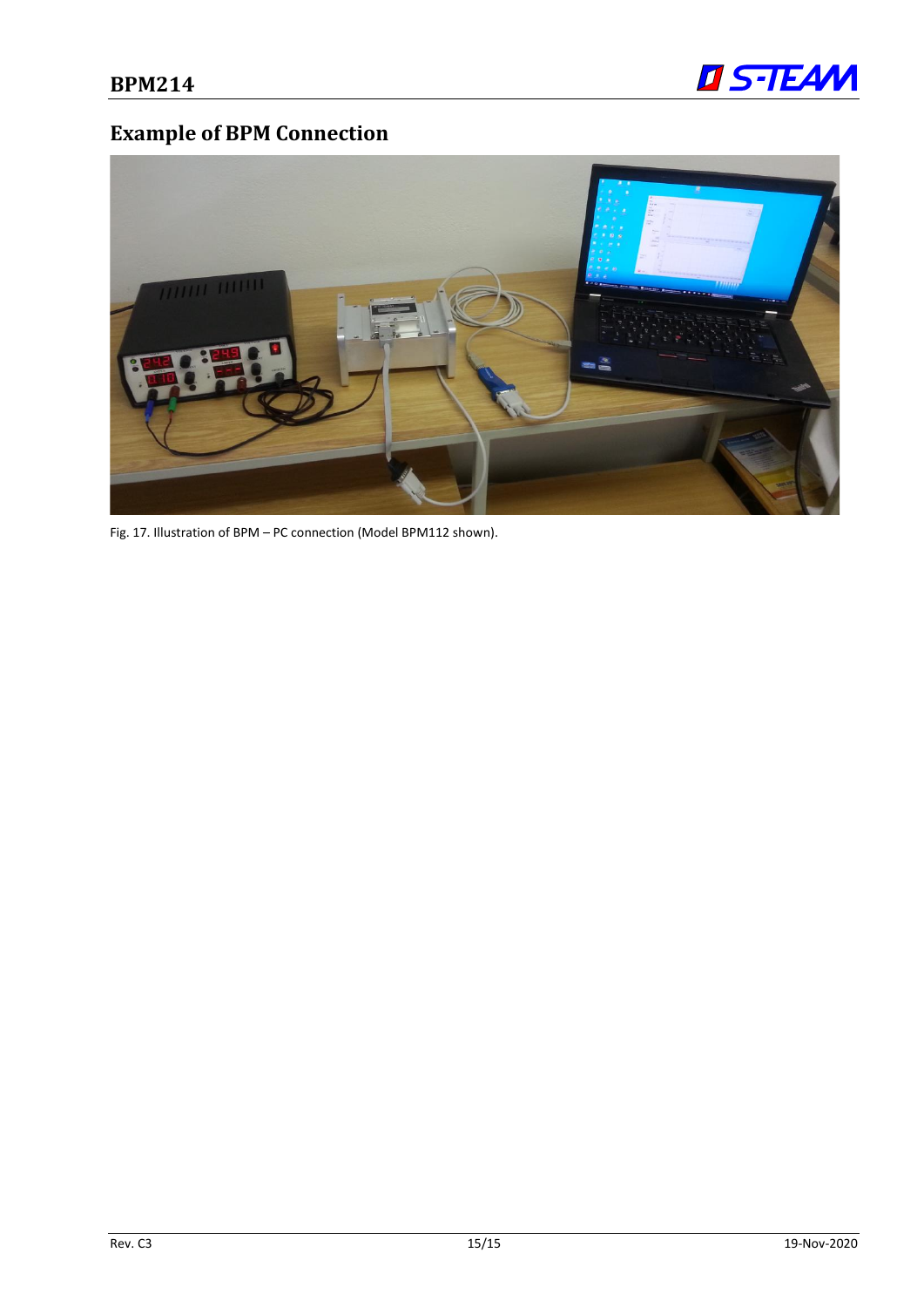# Example of BPM Connection

Fig. 17. Illustration of BPM – PC connection (Model BPM112 shown).